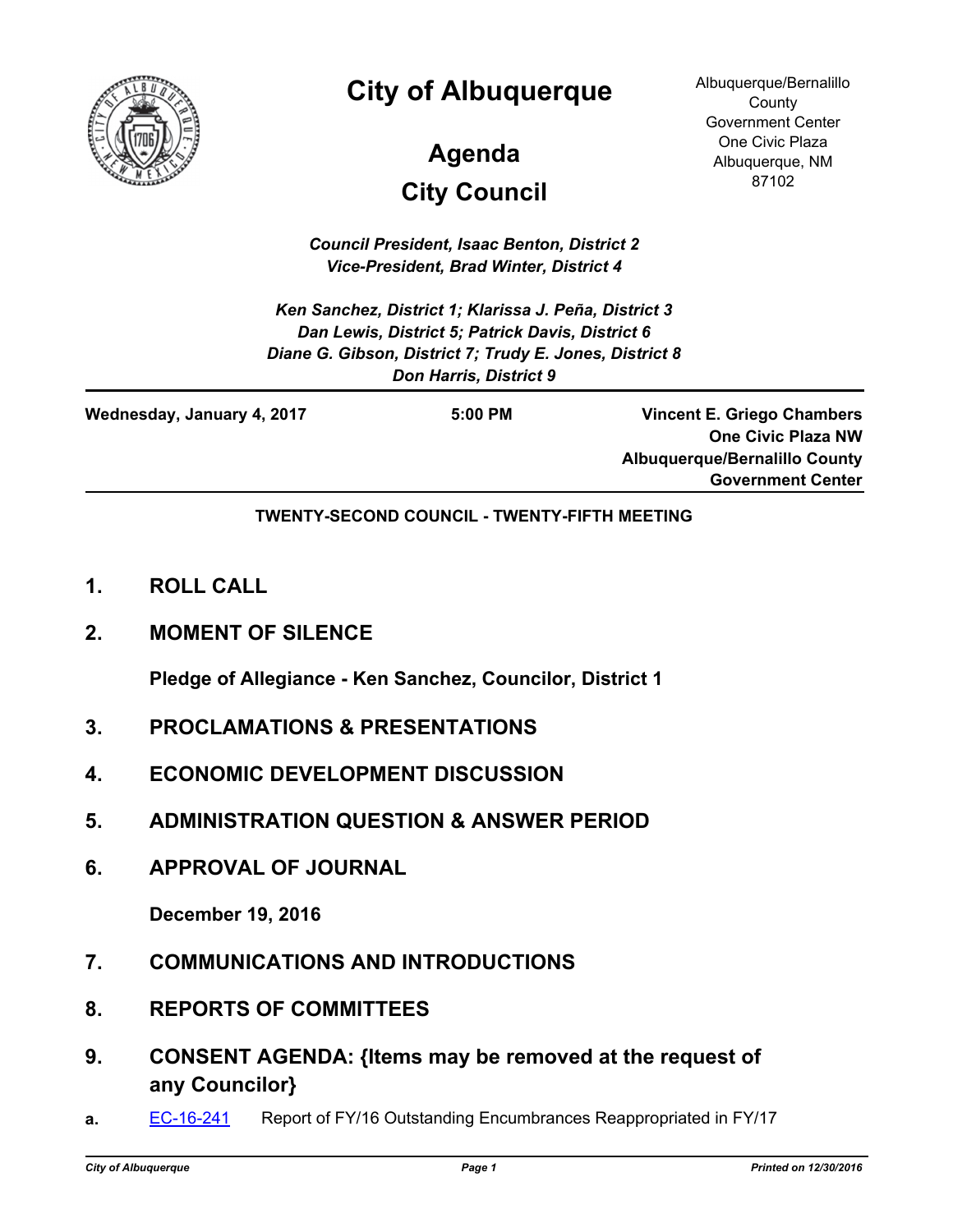# City of Albuquerque

Albuquerque/Bernalillo County Government Center
One Civic Plaza
Albuquerque, NM 87102

## Agenda

## City Council

***Council President, Isaac Benton, District 2***
***Vice-President, Brad Winter, District 4***

***Ken Sanchez, District 1; Klarissa J. Peña, District 3***
***Dan Lewis, District 5; Patrick Davis, District 6***
***Diane G. Gibson, District 7; Trudy E. Jones, District 8***
***Don Harris, District 9***

---

**Wednesday, January 4, 2017** | **5:00 PM** | **Vincent E. Griego Chambers, One Civic Plaza NW, Albuquerque/Bernalillo County Government Center**

---

**TWENTY-SECOND COUNCIL - TWENTY-FIFTH MEETING**

**1. ROLL CALL**

**2. MOMENT OF SILENCE**

**Pledge of Allegiance - Ken Sanchez, Councilor, District 1**

**3. PROCLAMATIONS & PRESENTATIONS**

**4. ECONOMIC DEVELOPMENT DISCUSSION**

**5. ADMINISTRATION QUESTION & ANSWER PERIOD**

**6. APPROVAL OF JOURNAL**

**December 19, 2016**

**7. COMMUNICATIONS AND INTRODUCTIONS**

**8. REPORTS OF COMMITTEES**

**9. CONSENT AGENDA: {Items may be removed at the request of any Councilor}**

**a.** EC-16-241 Report of FY/16 Outstanding Encumbrances Reappropriated in FY/17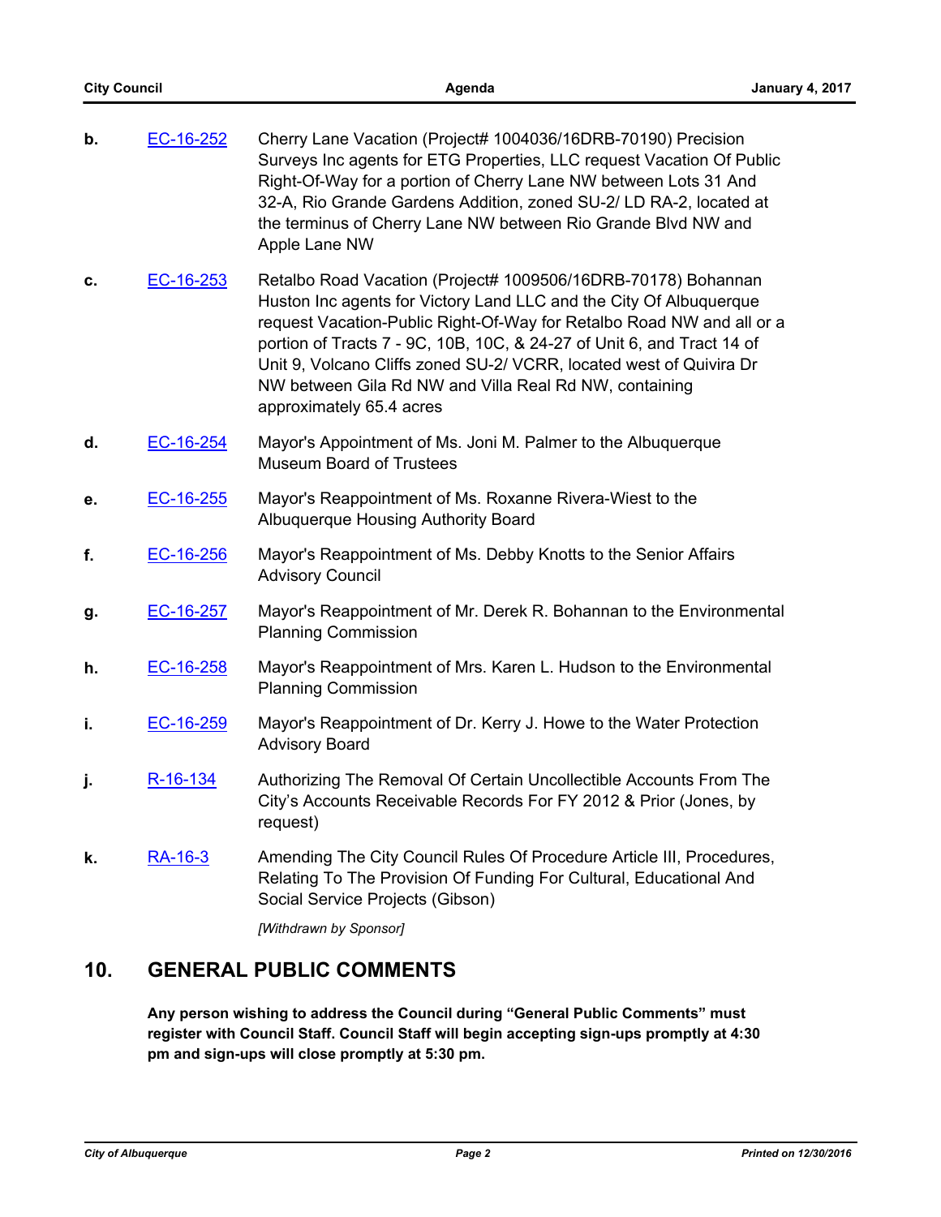b. EC-16-252 Cherry Lane Vacation (Project# 1004036/16DRB-70190) Precision Surveys Inc agents for ETG Properties, LLC request Vacation Of Public Right-Of-Way for a portion of Cherry Lane NW between Lots 31 And 32-A, Rio Grande Gardens Addition, zoned SU-2/ LD RA-2, located at the terminus of Cherry Lane NW between Rio Grande Blvd NW and Apple Lane NW

c. EC-16-253 Retalbo Road Vacation (Project# 1009506/16DRB-70178) Bohannan Huston Inc agents for Victory Land LLC and the City Of Albuquerque request Vacation-Public Right-Of-Way for Retalbo Road NW and all or a portion of Tracts 7 - 9C, 10B, 10C, & 24-27 of Unit 6, and Tract 14 of Unit 9, Volcano Cliffs zoned SU-2/ VCRR, located west of Quivira Dr NW between Gila Rd NW and Villa Real Rd NW, containing approximately 65.4 acres

d. EC-16-254 Mayor's Appointment of Ms. Joni M. Palmer to the Albuquerque Museum Board of Trustees

e. EC-16-255 Mayor's Reappointment of Ms. Roxanne Rivera-Wiest to the Albuquerque Housing Authority Board

f. EC-16-256 Mayor's Reappointment of Ms. Debby Knotts to the Senior Affairs Advisory Council

g. EC-16-257 Mayor's Reappointment of Mr. Derek R. Bohannan to the Environmental Planning Commission

h. EC-16-258 Mayor's Reappointment of Mrs. Karen L. Hudson to the Environmental Planning Commission

i. EC-16-259 Mayor's Reappointment of Dr. Kerry J. Howe to the Water Protection Advisory Board

j. R-16-134 Authorizing The Removal Of Certain Uncollectible Accounts From The City's Accounts Receivable Records For FY 2012 & Prior (Jones, by request)

k. RA-16-3 Amending The City Council Rules Of Procedure Article III, Procedures, Relating To The Provision Of Funding For Cultural, Educational And Social Service Projects (Gibson)

*[Withdrawn by Sponsor]*

## 10. GENERAL PUBLIC COMMENTS

**Any person wishing to address the Council during "General Public Comments" must register with Council Staff. Council Staff will begin accepting sign-ups promptly at 4:30 pm and sign-ups will close promptly at 5:30 pm.**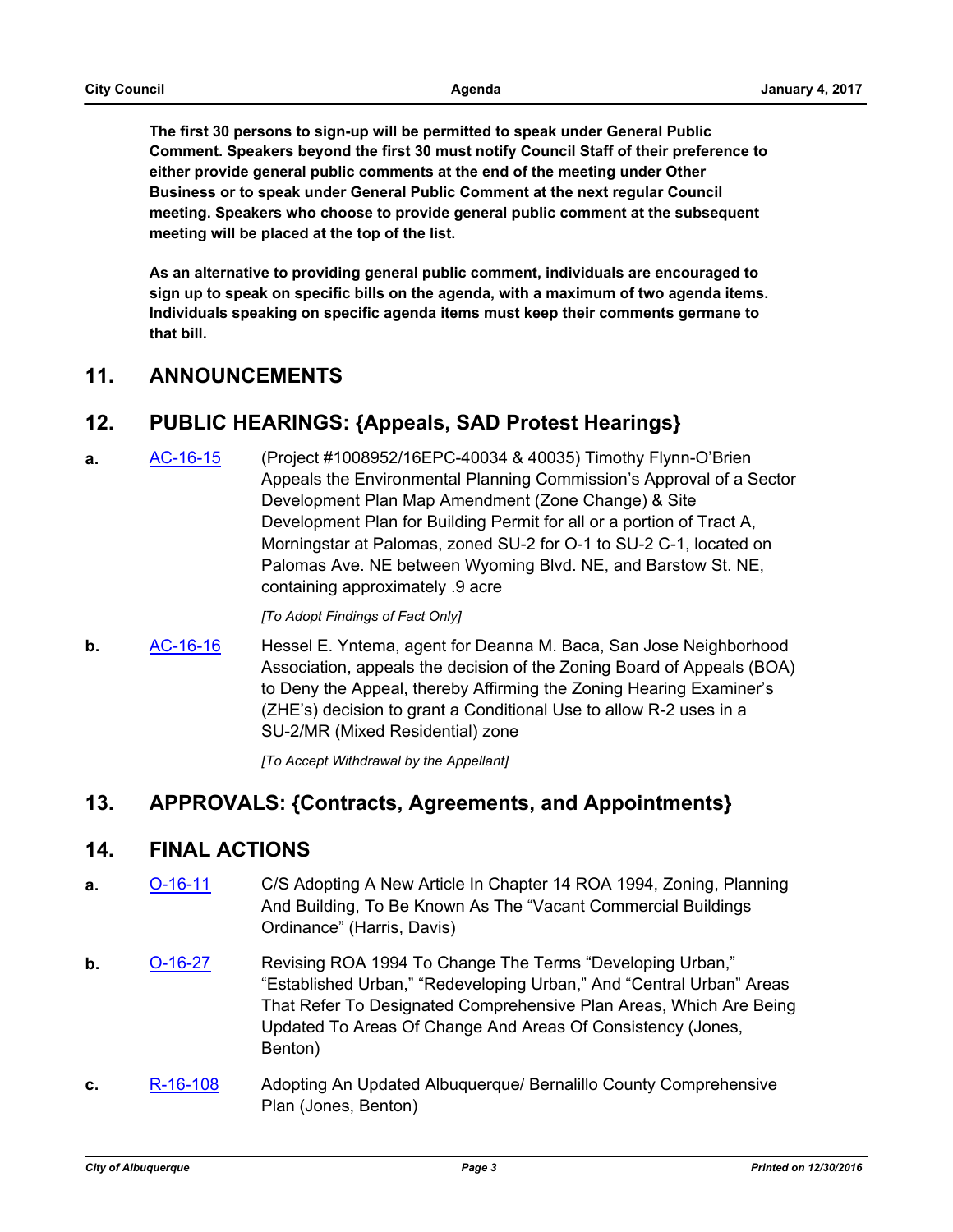**The first 30 persons to sign-up will be permitted to speak under General Public Comment. Speakers beyond the first 30 must notify Council Staff of their preference to either provide general public comments at the end of the meeting under Other Business or to speak under General Public Comment at the next regular Council meeting. Speakers who choose to provide general public comment at the subsequent meeting will be placed at the top of the list.**

**As an alternative to providing general public comment, individuals are encouraged to sign up to speak on specific bills on the agenda, with a maximum of two agenda items. Individuals speaking on specific agenda items must keep their comments germane to that bill.**

## 11. ANNOUNCEMENTS

## 12. PUBLIC HEARINGS: {Appeals, SAD Protest Hearings}

**a.** AC-16-15 (Project #1008952/16EPC-40034 & 40035) Timothy Flynn-O'Brien Appeals the Environmental Planning Commission's Approval of a Sector Development Plan Map Amendment (Zone Change) & Site Development Plan for Building Permit for all or a portion of Tract A, Morningstar at Palomas, zoned SU-2 for O-1 to SU-2 C-1, located on Palomas Ave. NE between Wyoming Blvd. NE, and Barstow St. NE, containing approximately .9 acre

*[To Adopt Findings of Fact Only]*

**b.** AC-16-16 Hessel E. Yntema, agent for Deanna M. Baca, San Jose Neighborhood Association, appeals the decision of the Zoning Board of Appeals (BOA) to Deny the Appeal, thereby Affirming the Zoning Hearing Examiner's (ZHE's) decision to grant a Conditional Use to allow R-2 uses in a SU-2/MR (Mixed Residential) zone

*[To Accept Withdrawal by the Appellant]*

## 13. APPROVALS: {Contracts, Agreements, and Appointments}

## 14. FINAL ACTIONS

**a.** O-16-11 C/S Adopting A New Article In Chapter 14 ROA 1994, Zoning, Planning And Building, To Be Known As The "Vacant Commercial Buildings Ordinance" (Harris, Davis)

**b.** O-16-27 Revising ROA 1994 To Change The Terms "Developing Urban," "Established Urban," "Redeveloping Urban," And "Central Urban" Areas That Refer To Designated Comprehensive Plan Areas, Which Are Being Updated To Areas Of Change And Areas Of Consistency (Jones, Benton)

**c.** R-16-108 Adopting An Updated Albuquerque/ Bernalillo County Comprehensive Plan (Jones, Benton)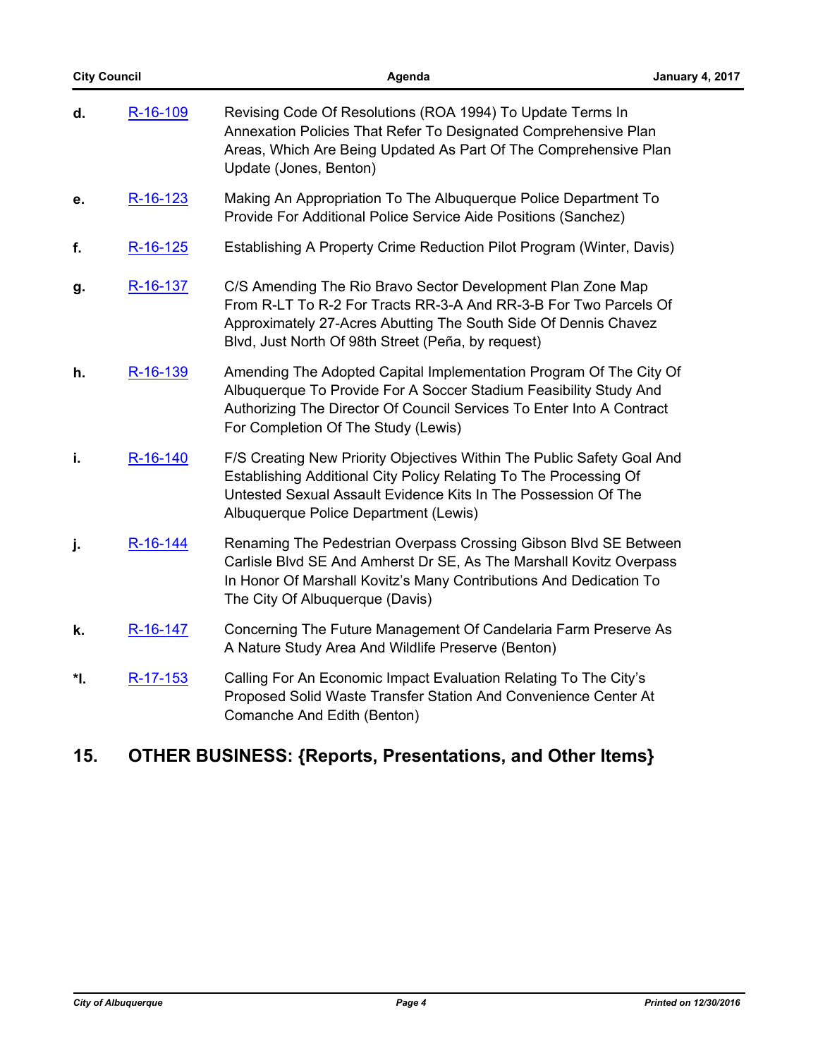**d.** R-16-109 Revising Code Of Resolutions (ROA 1994) To Update Terms In Annexation Policies That Refer To Designated Comprehensive Plan Areas, Which Are Being Updated As Part Of The Comprehensive Plan Update (Jones, Benton)

**e.** R-16-123 Making An Appropriation To The Albuquerque Police Department To Provide For Additional Police Service Aide Positions (Sanchez)

**f.** R-16-125 Establishing A Property Crime Reduction Pilot Program (Winter, Davis)

**g.** R-16-137 C/S Amending The Rio Bravo Sector Development Plan Zone Map From R-LT To R-2 For Tracts RR-3-A And RR-3-B For Two Parcels Of Approximately 27-Acres Abutting The South Side Of Dennis Chavez Blvd, Just North Of 98th Street (Peña, by request)

**h.** R-16-139 Amending The Adopted Capital Implementation Program Of The City Of Albuquerque To Provide For A Soccer Stadium Feasibility Study And Authorizing The Director Of Council Services To Enter Into A Contract For Completion Of The Study (Lewis)

**i.** R-16-140 F/S Creating New Priority Objectives Within The Public Safety Goal And Establishing Additional City Policy Relating To The Processing Of Untested Sexual Assault Evidence Kits In The Possession Of The Albuquerque Police Department (Lewis)

**j.** R-16-144 Renaming The Pedestrian Overpass Crossing Gibson Blvd SE Between Carlisle Blvd SE And Amherst Dr SE, As The Marshall Kovitz Overpass In Honor Of Marshall Kovitz's Many Contributions And Dedication To The City Of Albuquerque (Davis)

**k.** R-16-147 Concerning The Future Management Of Candelaria Farm Preserve As A Nature Study Area And Wildlife Preserve (Benton)

***l.** R-17-153 Calling For An Economic Impact Evaluation Relating To The City's Proposed Solid Waste Transfer Station And Convenience Center At Comanche And Edith (Benton)

## 15. OTHER BUSINESS: {Reports, Presentations, and Other Items}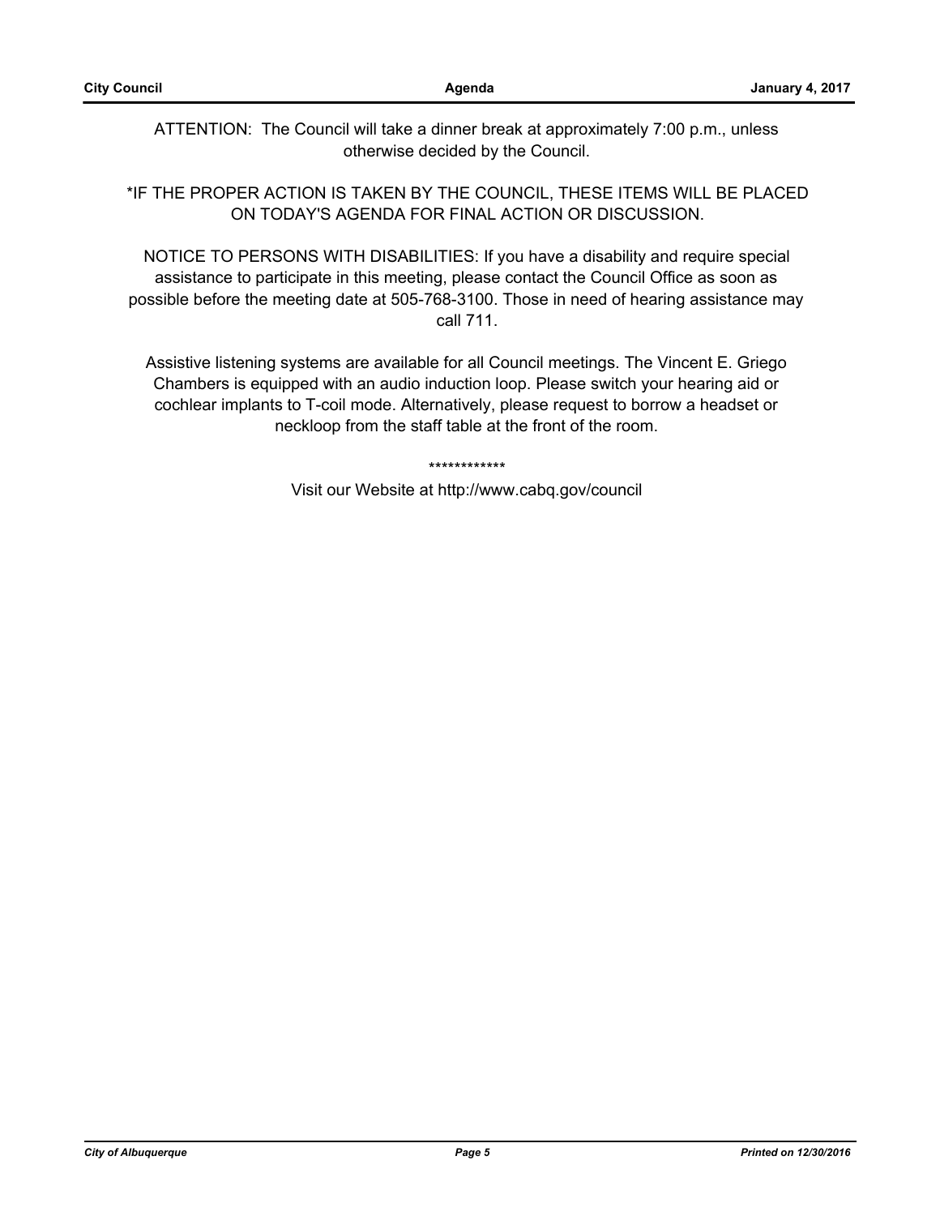ATTENTION: The Council will take a dinner break at approximately 7:00 p.m., unless otherwise decided by the Council.

*IF THE PROPER ACTION IS TAKEN BY THE COUNCIL, THESE ITEMS WILL BE PLACED ON TODAY'S AGENDA FOR FINAL ACTION OR DISCUSSION.

NOTICE TO PERSONS WITH DISABILITIES: If you have a disability and require special assistance to participate in this meeting, please contact the Council Office as soon as possible before the meeting date at 505-768-3100. Those in need of hearing assistance may call 711.

Assistive listening systems are available for all Council meetings. The Vincent E. Griego Chambers is equipped with an audio induction loop. Please switch your hearing aid or cochlear implants to T-coil mode. Alternatively, please request to borrow a headset or neckloop from the staff table at the front of the room.

************

Visit our Website at http://www.cabq.gov/council